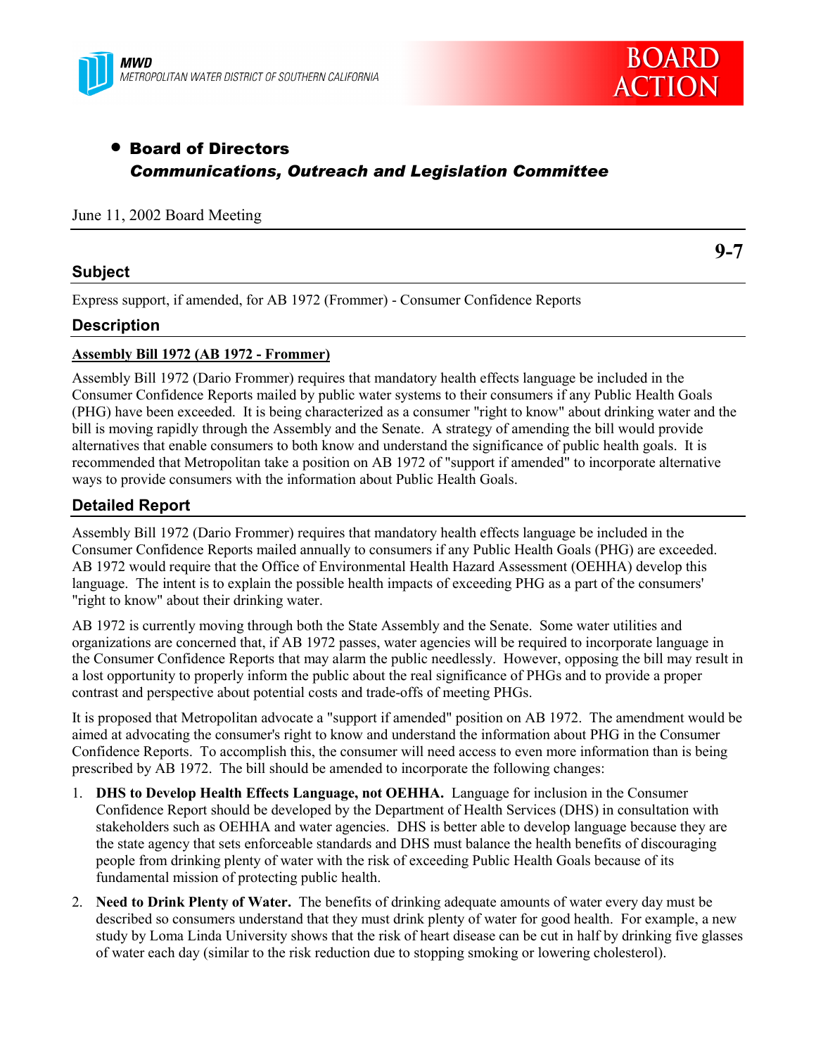MWD
METROPOLITAN WATER DISTRICT OF SOUTHERN CALIFORNIA

BOARD ACTION

- **Board of Directors**
  ***Communications, Outreach and Legislation Committee***

June 11, 2002 Board Meeting

**9-7**

## Subject

Express support, if amended, for AB 1972 (Frommer) - Consumer Confidence Reports

## Description

**Assembly Bill 1972 (AB 1972 - Frommer)**

Assembly Bill 1972 (Dario Frommer) requires that mandatory health effects language be included in the Consumer Confidence Reports mailed by public water systems to their consumers if any Public Health Goals (PHG) have been exceeded. It is being characterized as a consumer "right to know" about drinking water and the bill is moving rapidly through the Assembly and the Senate. A strategy of amending the bill would provide alternatives that enable consumers to both know and understand the significance of public health goals. It is recommended that Metropolitan take a position on AB 1972 of "support if amended" to incorporate alternative ways to provide consumers with the information about Public Health Goals.

## Detailed Report

Assembly Bill 1972 (Dario Frommer) requires that mandatory health effects language be included in the Consumer Confidence Reports mailed annually to consumers if any Public Health Goals (PHG) are exceeded. AB 1972 would require that the Office of Environmental Health Hazard Assessment (OEHHA) develop this language. The intent is to explain the possible health impacts of exceeding PHG as a part of the consumers' "right to know" about their drinking water.

AB 1972 is currently moving through both the State Assembly and the Senate. Some water utilities and organizations are concerned that, if AB 1972 passes, water agencies will be required to incorporate language in the Consumer Confidence Reports that may alarm the public needlessly. However, opposing the bill may result in a lost opportunity to properly inform the public about the real significance of PHGs and to provide a proper contrast and perspective about potential costs and trade-offs of meeting PHGs.

It is proposed that Metropolitan advocate a "support if amended" position on AB 1972. The amendment would be aimed at advocating the consumer's right to know and understand the information about PHG in the Consumer Confidence Reports. To accomplish this, the consumer will need access to even more information than is being prescribed by AB 1972. The bill should be amended to incorporate the following changes:

1. **DHS to Develop Health Effects Language, not OEHHA.** Language for inclusion in the Consumer Confidence Report should be developed by the Department of Health Services (DHS) in consultation with stakeholders such as OEHHA and water agencies. DHS is better able to develop language because they are the state agency that sets enforceable standards and DHS must balance the health benefits of discouraging people from drinking plenty of water with the risk of exceeding Public Health Goals because of its fundamental mission of protecting public health.
2. **Need to Drink Plenty of Water.** The benefits of drinking adequate amounts of water every day must be described so consumers understand that they must drink plenty of water for good health. For example, a new study by Loma Linda University shows that the risk of heart disease can be cut in half by drinking five glasses of water each day (similar to the risk reduction due to stopping smoking or lowering cholesterol).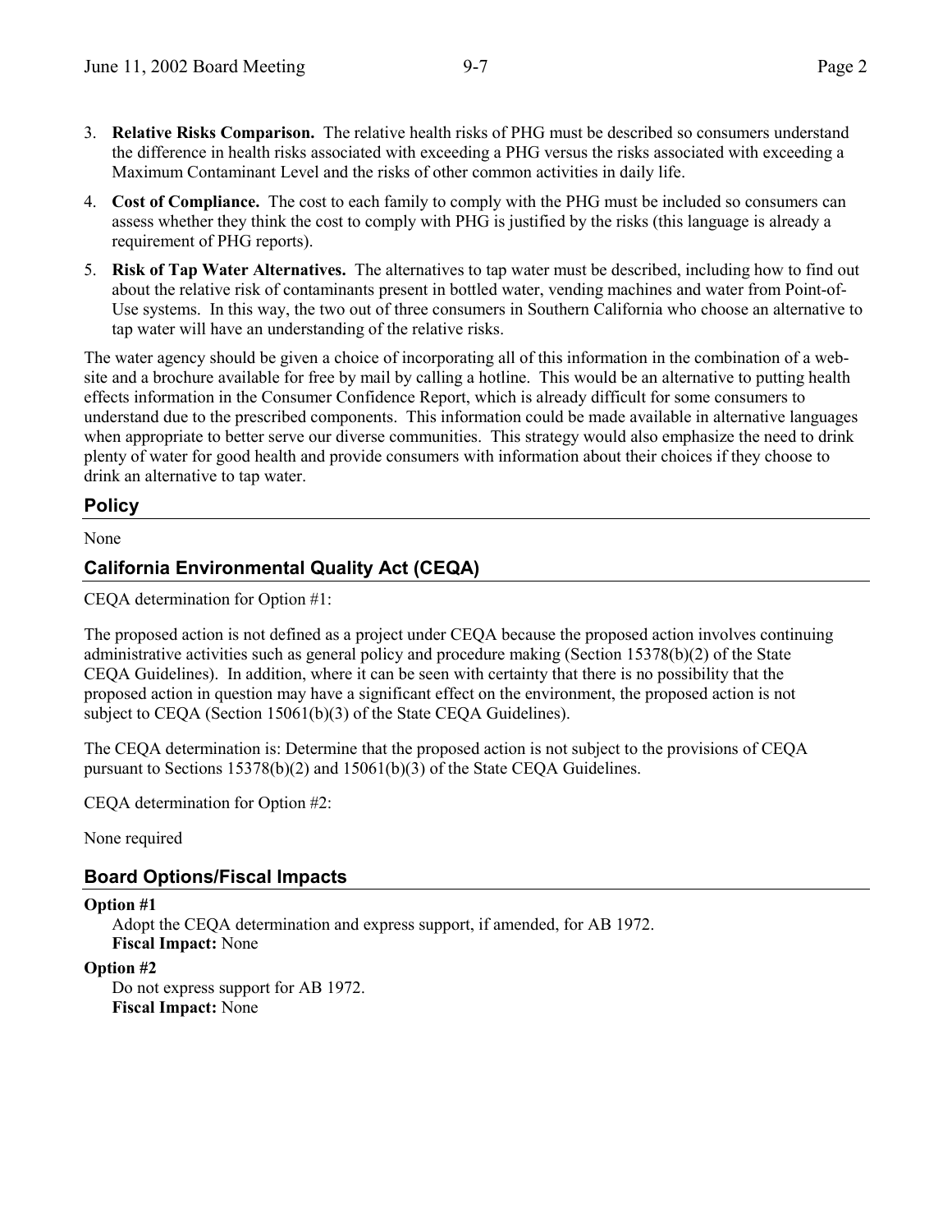3. **Relative Risks Comparison.** The relative health risks of PHG must be described so consumers understand the difference in health risks associated with exceeding a PHG versus the risks associated with exceeding a Maximum Contaminant Level and the risks of other common activities in daily life.

4. **Cost of Compliance.** The cost to each family to comply with the PHG must be included so consumers can assess whether they think the cost to comply with PHG is justified by the risks (this language is already a requirement of PHG reports).

5. **Risk of Tap Water Alternatives.** The alternatives to tap water must be described, including how to find out about the relative risk of contaminants present in bottled water, vending machines and water from Point-of-Use systems. In this way, the two out of three consumers in Southern California who choose an alternative to tap water will have an understanding of the relative risks.

The water agency should be given a choice of incorporating all of this information in the combination of a web-site and a brochure available for free by mail by calling a hotline. This would be an alternative to putting health effects information in the Consumer Confidence Report, which is already difficult for some consumers to understand due to the prescribed components. This information could be made available in alternative languages when appropriate to better serve our diverse communities. This strategy would also emphasize the need to drink plenty of water for good health and provide consumers with information about their choices if they choose to drink an alternative to tap water.

## Policy

None

## California Environmental Quality Act (CEQA)

CEQA determination for Option #1:

The proposed action is not defined as a project under CEQA because the proposed action involves continuing administrative activities such as general policy and procedure making (Section 15378(b)(2) of the State CEQA Guidelines). In addition, where it can be seen with certainty that there is no possibility that the proposed action in question may have a significant effect on the environment, the proposed action is not subject to CEQA (Section 15061(b)(3) of the State CEQA Guidelines).

The CEQA determination is: Determine that the proposed action is not subject to the provisions of CEQA pursuant to Sections 15378(b)(2) and 15061(b)(3) of the State CEQA Guidelines.

CEQA determination for Option #2:

None required

## Board Options/Fiscal Impacts

**Option #1**

Adopt the CEQA determination and express support, if amended, for AB 1972.
**Fiscal Impact:** None

**Option #2**

Do not express support for AB 1972.
**Fiscal Impact:** None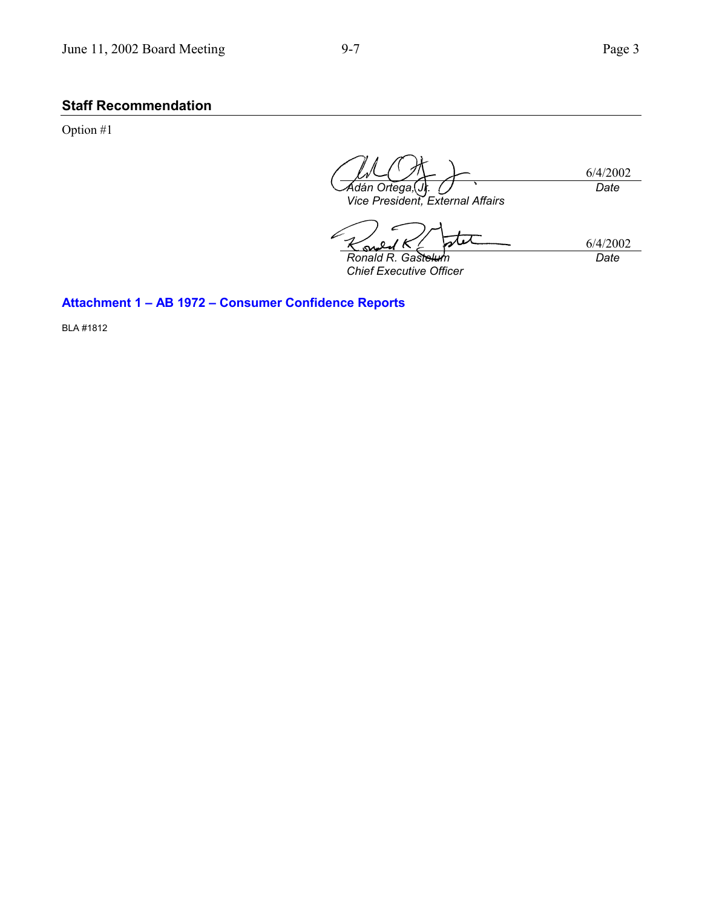## Staff Recommendation

Option #1

| | |
|---|---|
| *Adán Ortega, Jr.* | 6/4/2002 |
| *Vice President, External Affairs* | *Date* |

| | |
|---|---|
| *Ronald R. Gastelum* | 6/4/2002 |
| *Chief Executive Officer* | *Date* |

**Attachment 1 – AB 1972 – Consumer Confidence Reports**

BLA #1812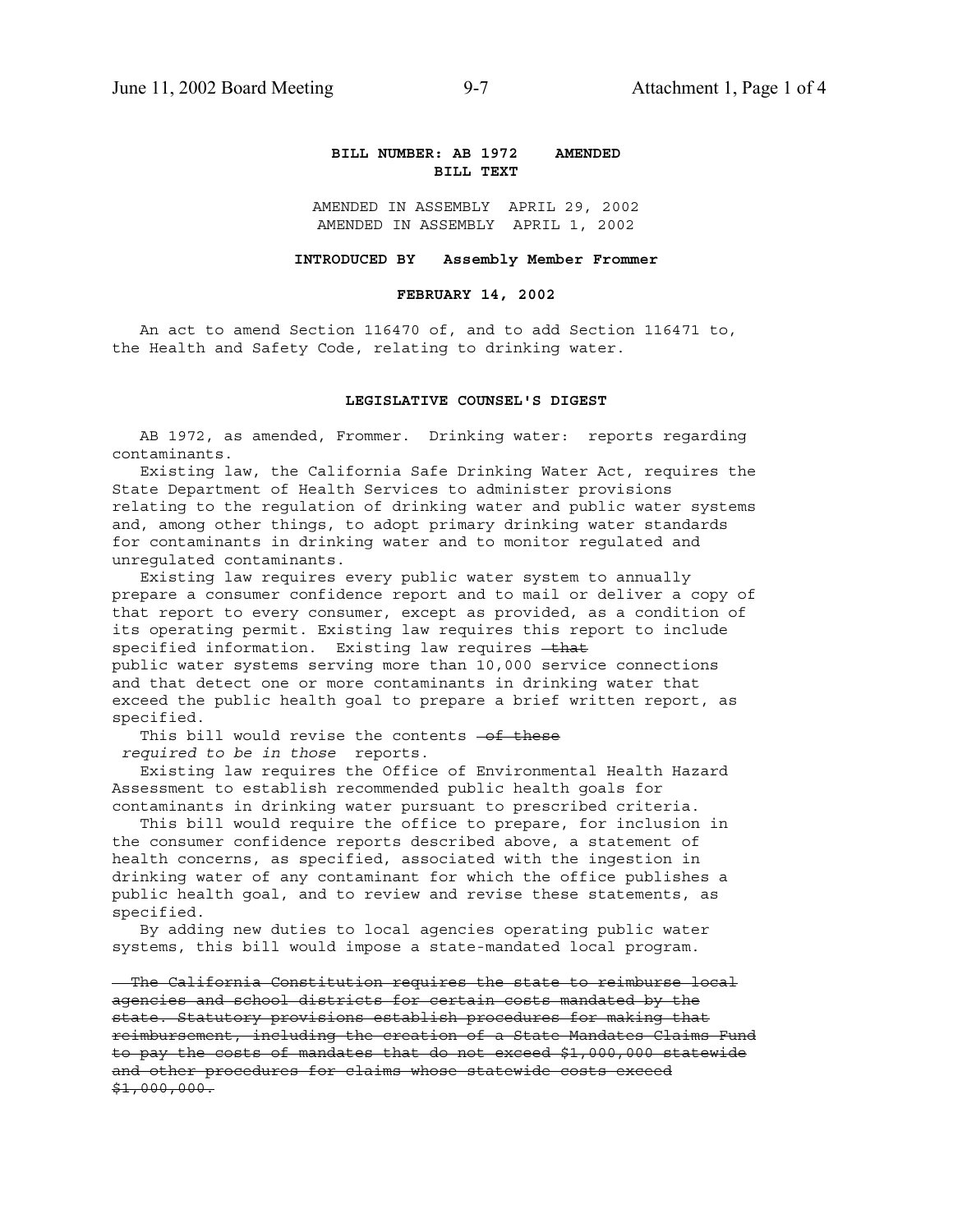**BILL NUMBER: AB 1972 AMENDED**
**BILL TEXT**

AMENDED IN ASSEMBLY APRIL 29, 2002
AMENDED IN ASSEMBLY APRIL 1, 2002

**INTRODUCED BY Assembly Member Frommer**

**FEBRUARY 14, 2002**

An act to amend Section 116470 of, and to add Section 116471 to, the Health and Safety Code, relating to drinking water.

**LEGISLATIVE COUNSEL'S DIGEST**

AB 1972, as amended, Frommer. Drinking water: reports regarding contaminants.

Existing law, the California Safe Drinking Water Act, requires the State Department of Health Services to administer provisions relating to the regulation of drinking water and public water systems and, among other things, to adopt primary drinking water standards for contaminants in drinking water and to monitor regulated and unregulated contaminants.

Existing law requires every public water system to annually prepare a consumer confidence report and to mail or deliver a copy of that report to every consumer, except as provided, as a condition of its operating permit. Existing law requires this report to include specified information. Existing law requires ~~that~~ public water systems serving more than 10,000 service connections and that detect one or more contaminants in drinking water that exceed the public health goal to prepare a brief written report, as specified.

This bill would revise the contents ~~of these~~ *required to be in those* reports.

Existing law requires the Office of Environmental Health Hazard Assessment to establish recommended public health goals for contaminants in drinking water pursuant to prescribed criteria.

This bill would require the office to prepare, for inclusion in the consumer confidence reports described above, a statement of health concerns, as specified, associated with the ingestion in drinking water of any contaminant for which the office publishes a public health goal, and to review and revise these statements, as specified.

By adding new duties to local agencies operating public water systems, this bill would impose a state-mandated local program.

~~The California Constitution requires the state to reimburse local agencies and school districts for certain costs mandated by the state. Statutory provisions establish procedures for making that reimbursement, including the creation of a State Mandates Claims Fund to pay the costs of mandates that do not exceed $1,000,000 statewide and other procedures for claims whose statewide costs exceed $1,000,000.~~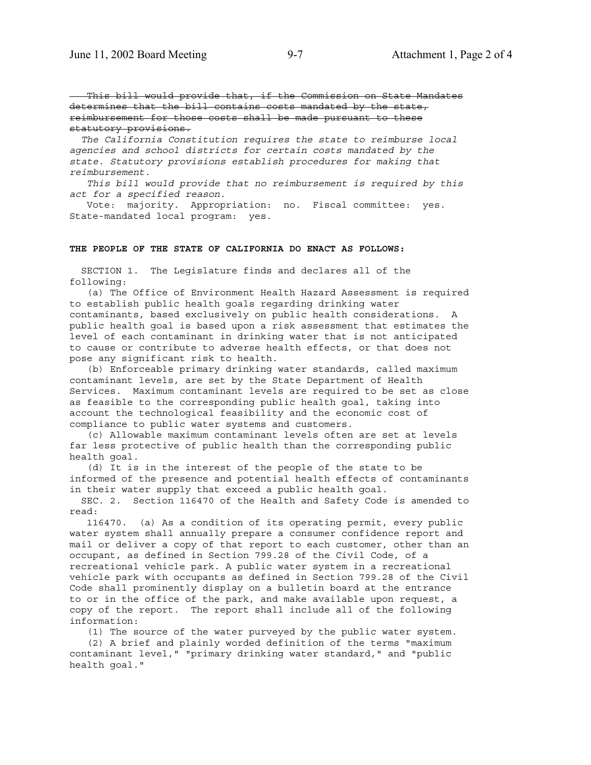~~This bill would provide that, if the Commission on State Mandates determines that the bill contains costs mandated by the state, reimbursement for those costs shall be made pursuant to these statutory provisions.~~

*The California Constitution requires the state to reimburse local agencies and school districts for certain costs mandated by the state. Statutory provisions establish procedures for making that reimbursement.*

*This bill would provide that no reimbursement is required by this act for a specified reason.*

Vote: majority. Appropriation: no. Fiscal committee: yes. State-mandated local program: yes.

**THE PEOPLE OF THE STATE OF CALIFORNIA DO ENACT AS FOLLOWS:**

SECTION 1. The Legislature finds and declares all of the following:

(a) The Office of Environment Health Hazard Assessment is required to establish public health goals regarding drinking water contaminants, based exclusively on public health considerations. A public health goal is based upon a risk assessment that estimates the level of each contaminant in drinking water that is not anticipated to cause or contribute to adverse health effects, or that does not pose any significant risk to health.

(b) Enforceable primary drinking water standards, called maximum contaminant levels, are set by the State Department of Health Services. Maximum contaminant levels are required to be set as close as feasible to the corresponding public health goal, taking into account the technological feasibility and the economic cost of compliance to public water systems and customers.

(c) Allowable maximum contaminant levels often are set at levels far less protective of public health than the corresponding public health goal.

(d) It is in the interest of the people of the state to be informed of the presence and potential health effects of contaminants in their water supply that exceed a public health goal.

SEC. 2. Section 116470 of the Health and Safety Code is amended to read:

116470. (a) As a condition of its operating permit, every public water system shall annually prepare a consumer confidence report and mail or deliver a copy of that report to each customer, other than an occupant, as defined in Section 799.28 of the Civil Code, of a recreational vehicle park. A public water system in a recreational vehicle park with occupants as defined in Section 799.28 of the Civil Code shall prominently display on a bulletin board at the entrance to or in the office of the park, and make available upon request, a copy of the report. The report shall include all of the following information:

(1) The source of the water purveyed by the public water system.

(2) A brief and plainly worded definition of the terms "maximum contaminant level," "primary drinking water standard," and "public health goal."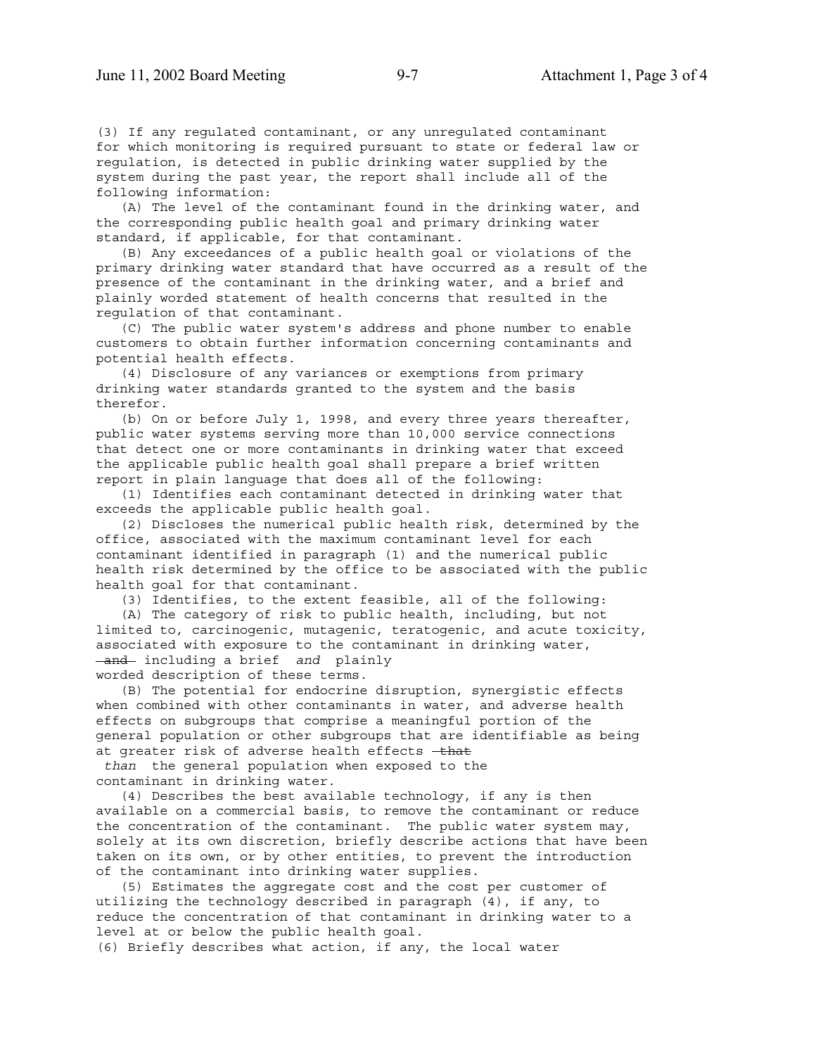(3) If any regulated contaminant, or any unregulated contaminant for which monitoring is required pursuant to state or federal law or regulation, is detected in public drinking water supplied by the system during the past year, the report shall include all of the following information:

(A) The level of the contaminant found in the drinking water, and the corresponding public health goal and primary drinking water standard, if applicable, for that contaminant.

(B) Any exceedances of a public health goal or violations of the primary drinking water standard that have occurred as a result of the presence of the contaminant in the drinking water, and a brief and plainly worded statement of health concerns that resulted in the regulation of that contaminant.

(C) The public water system's address and phone number to enable customers to obtain further information concerning contaminants and potential health effects.

(4) Disclosure of any variances or exemptions from primary drinking water standards granted to the system and the basis therefor.

(b) On or before July 1, 1998, and every three years thereafter, public water systems serving more than 10,000 service connections that detect one or more contaminants in drinking water that exceed the applicable public health goal shall prepare a brief written report in plain language that does all of the following:

(1) Identifies each contaminant detected in drinking water that exceeds the applicable public health goal.

(2) Discloses the numerical public health risk, determined by the office, associated with the maximum contaminant level for each contaminant identified in paragraph (1) and the numerical public health risk determined by the office to be associated with the public health goal for that contaminant.

(3) Identifies, to the extent feasible, all of the following:

(A) The category of risk to public health, including, but not limited to, carcinogenic, mutagenic, teratogenic, and acute toxicity, associated with exposure to the contaminant in drinking water, ~~and~~ including a brief *and* plainly worded description of these terms.

(B) The potential for endocrine disruption, synergistic effects when combined with other contaminants in water, and adverse health effects on subgroups that comprise a meaningful portion of the general population or other subgroups that are identifiable as being at greater risk of adverse health effects ~~that~~ *than* the general population when exposed to the contaminant in drinking water.

(4) Describes the best available technology, if any is then available on a commercial basis, to remove the contaminant or reduce the concentration of the contaminant. The public water system may, solely at its own discretion, briefly describe actions that have been taken on its own, or by other entities, to prevent the introduction of the contaminant into drinking water supplies.

(5) Estimates the aggregate cost and the cost per customer of utilizing the technology described in paragraph (4), if any, to reduce the concentration of that contaminant in drinking water to a level at or below the public health goal.

(6) Briefly describes what action, if any, the local water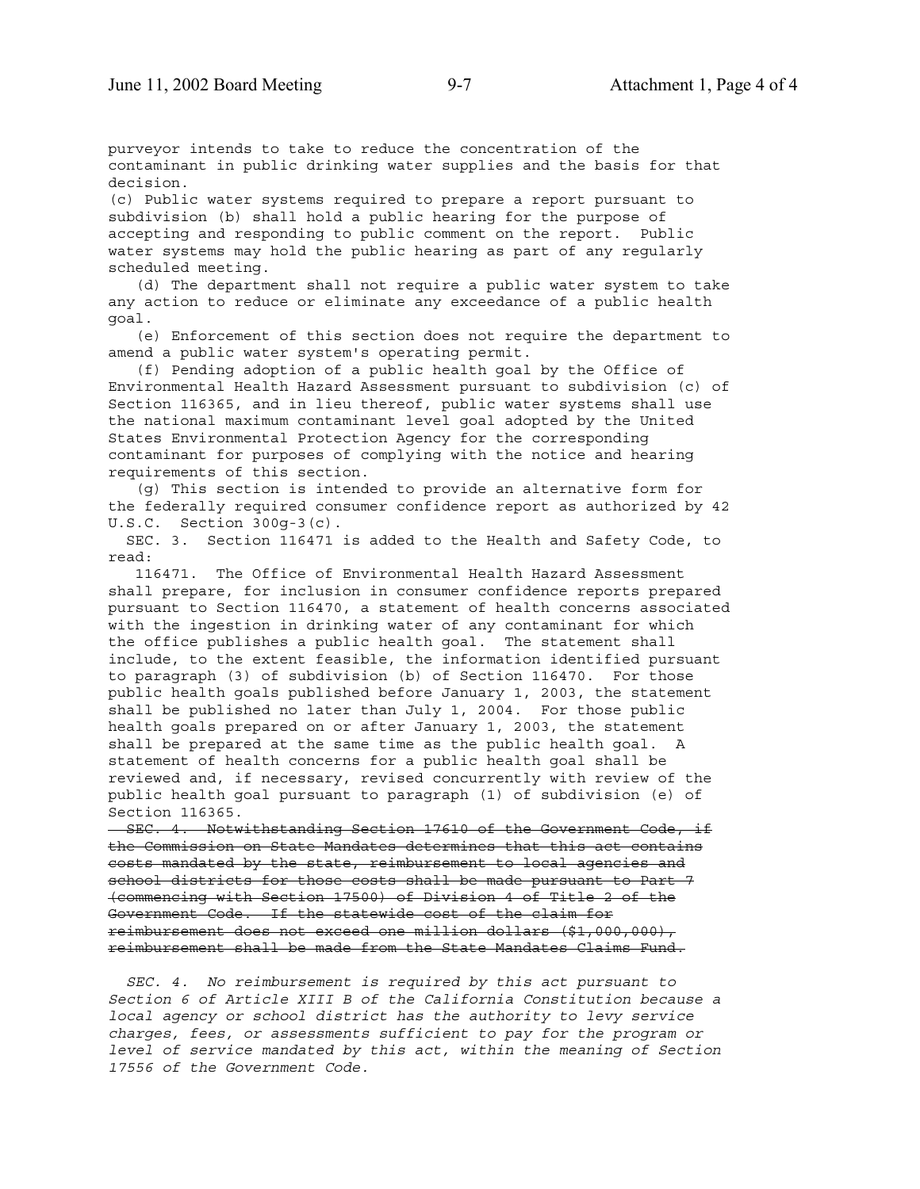purveyor intends to take to reduce the concentration of the contaminant in public drinking water supplies and the basis for that decision.

(c) Public water systems required to prepare a report pursuant to subdivision (b) shall hold a public hearing for the purpose of accepting and responding to public comment on the report. Public water systems may hold the public hearing as part of any regularly scheduled meeting.

(d) The department shall not require a public water system to take any action to reduce or eliminate any exceedance of a public health goal.

(e) Enforcement of this section does not require the department to amend a public water system's operating permit.

(f) Pending adoption of a public health goal by the Office of Environmental Health Hazard Assessment pursuant to subdivision (c) of Section 116365, and in lieu thereof, public water systems shall use the national maximum contaminant level goal adopted by the United States Environmental Protection Agency for the corresponding contaminant for purposes of complying with the notice and hearing requirements of this section.

(g) This section is intended to provide an alternative form for the federally required consumer confidence report as authorized by 42 U.S.C. Section 300g-3(c).

SEC. 3. Section 116471 is added to the Health and Safety Code, to read:

116471. The Office of Environmental Health Hazard Assessment shall prepare, for inclusion in consumer confidence reports prepared pursuant to Section 116470, a statement of health concerns associated with the ingestion in drinking water of any contaminant for which the office publishes a public health goal. The statement shall include, to the extent feasible, the information identified pursuant to paragraph (3) of subdivision (b) of Section 116470. For those public health goals published before January 1, 2003, the statement shall be published no later than July 1, 2004. For those public health goals prepared on or after January 1, 2003, the statement shall be prepared at the same time as the public health goal. A statement of health concerns for a public health goal shall be reviewed and, if necessary, revised concurrently with review of the public health goal pursuant to paragraph (1) of subdivision (e) of Section 116365.

~~SEC. 4. Notwithstanding Section 17610 of the Government Code, if the Commission on State Mandates determines that this act contains costs mandated by the state, reimbursement to local agencies and school districts for those costs shall be made pursuant to Part 7 (commencing with Section 17500) of Division 4 of Title 2 of the Government Code. If the statewide cost of the claim for reimbursement does not exceed one million dollars ($1,000,000), reimbursement shall be made from the State Mandates Claims Fund.~~

*SEC. 4. No reimbursement is required by this act pursuant to Section 6 of Article XIII B of the California Constitution because a local agency or school district has the authority to levy service charges, fees, or assessments sufficient to pay for the program or level of service mandated by this act, within the meaning of Section 17556 of the Government Code.*